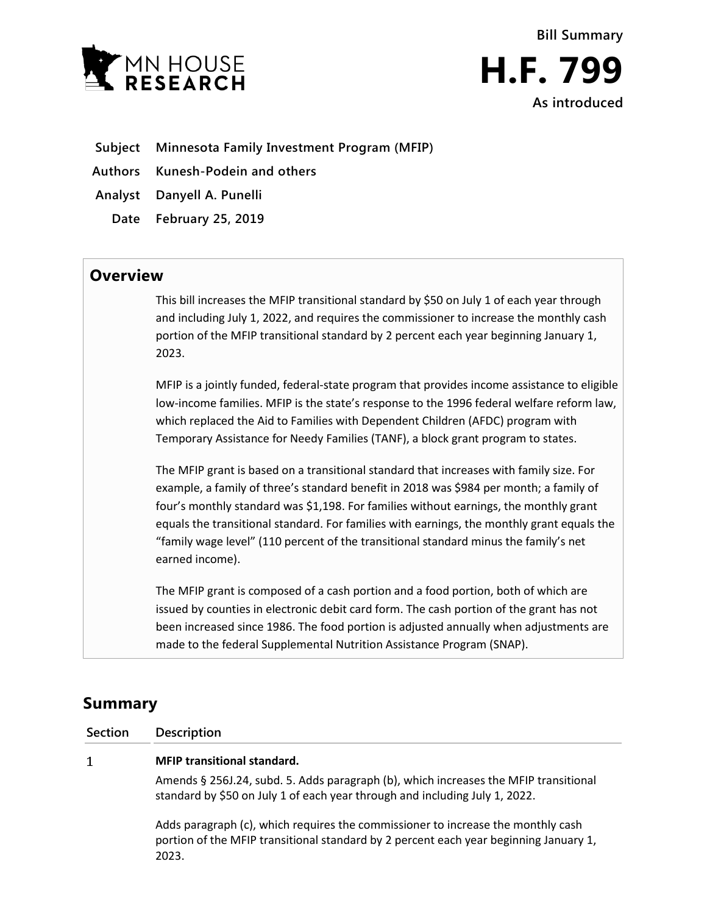MN HOUSE RESEARCH

**Bill Summary**

# H.F. 799

**As introduced**

**Subject** Minnesota Family Investment Program (MFIP)

**Authors** Kunesh-Podein and others

**Analyst** Danyell A. Punelli

**Date** February 25, 2019

## Overview

This bill increases the MFIP transitional standard by $50 on July 1 of each year through and including July 1, 2022, and requires the commissioner to increase the monthly cash portion of the MFIP transitional standard by 2 percent each year beginning January 1, 2023.

MFIP is a jointly funded, federal-state program that provides income assistance to eligible low-income families. MFIP is the state's response to the 1996 federal welfare reform law, which replaced the Aid to Families with Dependent Children (AFDC) program with Temporary Assistance for Needy Families (TANF), a block grant program to states.

The MFIP grant is based on a transitional standard that increases with family size. For example, a family of three's standard benefit in 2018 was $984 per month; a family of four's monthly standard was $1,198. For families without earnings, the monthly grant equals the transitional standard. For families with earnings, the monthly grant equals the "family wage level" (110 percent of the transitional standard minus the family's net earned income).

The MFIP grant is composed of a cash portion and a food portion, both of which are issued by counties in electronic debit card form. The cash portion of the grant has not been increased since 1986. The food portion is adjusted annually when adjustments are made to the federal Supplemental Nutrition Assistance Program (SNAP).

## Summary

| Section | Description |
|---|---|
| 1 | **MFIP transitional standard.**<br>Amends § 256J.24, subd. 5. Adds paragraph (b), which increases the MFIP transitional standard by $50 on July 1 of each year through and including July 1, 2022.<br><br>Adds paragraph (c), which requires the commissioner to increase the monthly cash portion of the MFIP transitional standard by 2 percent each year beginning January 1, 2023. |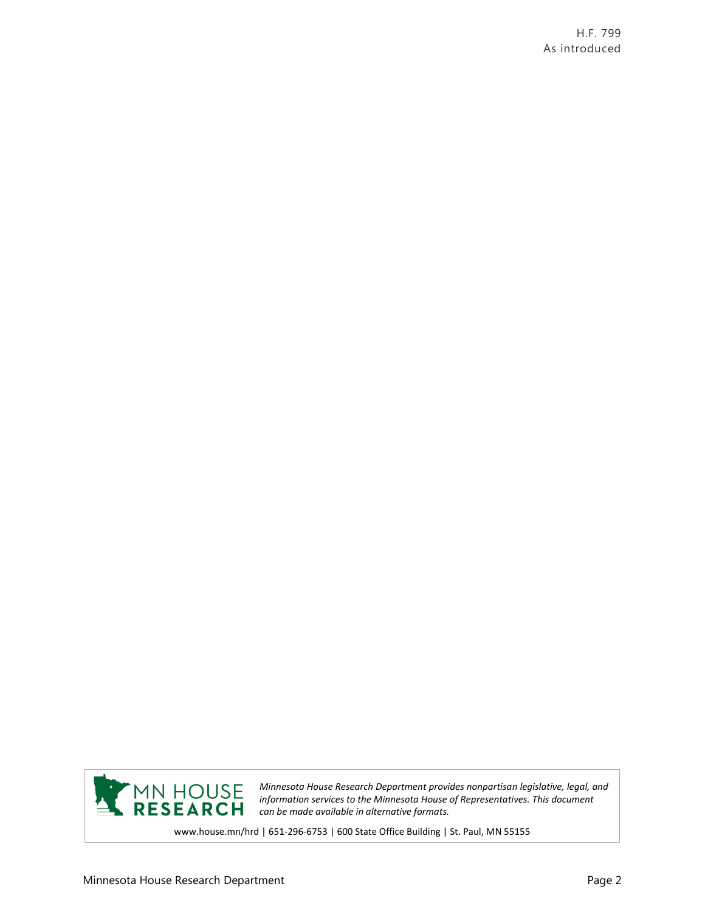Minnesota House Research Department provides nonpartisan legislative, legal, and information services to the Minnesota House of Representatives. This document can be made available in alternative formats.

www.house.mn/hrd | 651-296-6753 | 600 State Office Building | St. Paul, MN 55155